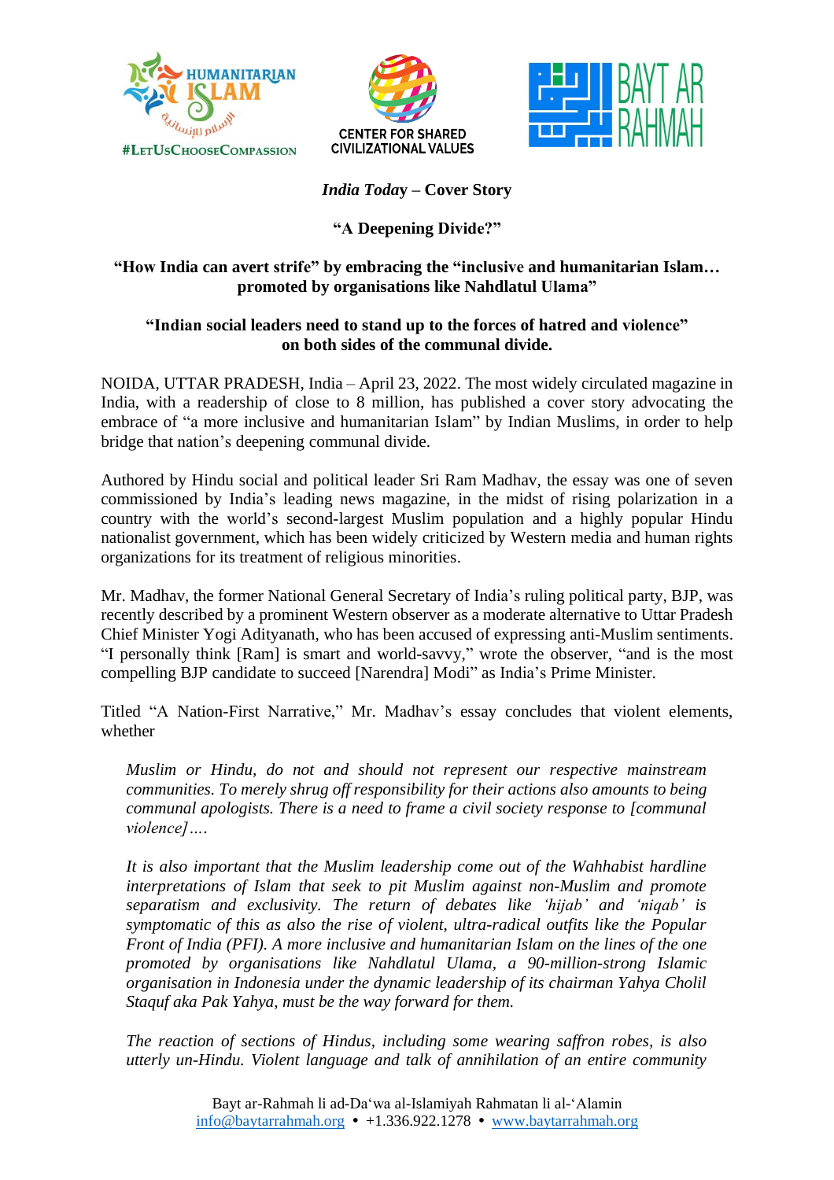HUMANITARIAN ISLAM
الإسلام للإنسانية
#LetUsChooseCompassion

CENTER FOR SHARED CIVILIZATIONAL VALUES

BAYT AR RAHMAH

***India Today* – Cover Story**

**"A Deepening Divide?"**

**"How India can avert strife" by embracing the "inclusive and humanitarian Islam… promoted by organisations like Nahdlatul Ulama"**

**"Indian social leaders need to stand up to the forces of hatred and violence" on both sides of the communal divide.**

NOIDA, UTTAR PRADESH, India – April 23, 2022. The most widely circulated magazine in India, with a readership of close to 8 million, has published a cover story advocating the embrace of "a more inclusive and humanitarian Islam" by Indian Muslims, in order to help bridge that nation's deepening communal divide.

Authored by Hindu social and political leader Sri Ram Madhav, the essay was one of seven commissioned by India's leading news magazine, in the midst of rising polarization in a country with the world's second-largest Muslim population and a highly popular Hindu nationalist government, which has been widely criticized by Western media and human rights organizations for its treatment of religious minorities.

Mr. Madhav, the former National General Secretary of India's ruling political party, BJP, was recently described by a prominent Western observer as a moderate alternative to Uttar Pradesh Chief Minister Yogi Adityanath, who has been accused of expressing anti-Muslim sentiments. "I personally think [Ram] is smart and world-savvy," wrote the observer, "and is the most compelling BJP candidate to succeed [Narendra] Modi" as India's Prime Minister.

Titled "A Nation-First Narrative," Mr. Madhav's essay concludes that violent elements, whether

> *Muslim or Hindu, do not and should not represent our respective mainstream communities. To merely shrug off responsibility for their actions also amounts to being communal apologists. There is a need to frame a civil society response to [communal violence]….*
>
> *It is also important that the Muslim leadership come out of the Wahhabist hardline interpretations of Islam that seek to pit Muslim against non-Muslim and promote separatism and exclusivity. The return of debates like 'hijab' and 'niqab' is symptomatic of this as also the rise of violent, ultra-radical outfits like the Popular Front of India (PFI). A more inclusive and humanitarian Islam on the lines of the one promoted by organisations like Nahdlatul Ulama, a 90-million-strong Islamic organisation in Indonesia under the dynamic leadership of its chairman Yahya Cholil Staquf aka Pak Yahya, must be the way forward for them.*
>
> *The reaction of sections of Hindus, including some wearing saffron robes, is also utterly un-Hindu. Violent language and talk of annihilation of an entire community*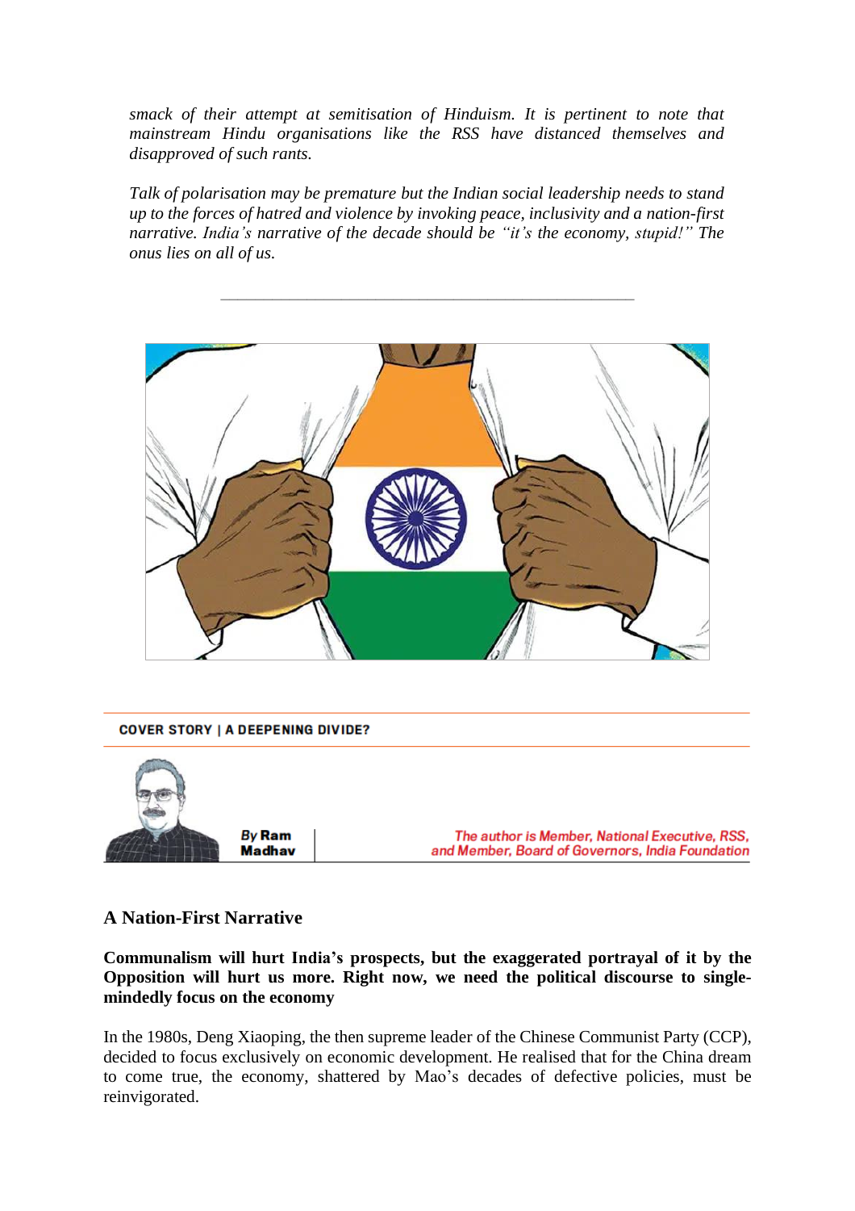*smack of their attempt at semitisation of Hinduism. It is pertinent to note that mainstream Hindu organisations like the RSS have distanced themselves and disapproved of such rants.*

*Talk of polarisation may be premature but the Indian social leadership needs to stand up to the forces of hatred and violence by invoking peace, inclusivity and a nation-first narrative. India's narrative of the decade should be "it's the economy, stupid!" The onus lies on all of us.*

---

**COVER STORY | A DEEPENING DIVIDE?**

**By Ram Madhav**

*The author is Member, National Executive, RSS, and Member, Board of Governors, India Foundation*

## A Nation-First Narrative

**Communalism will hurt India's prospects, but the exaggerated portrayal of it by the Opposition will hurt us more. Right now, we need the political discourse to single-mindedly focus on the economy**

In the 1980s, Deng Xiaoping, the then supreme leader of the Chinese Communist Party (CCP), decided to focus exclusively on economic development. He realised that for the China dream to come true, the economy, shattered by Mao's decades of defective policies, must be reinvigorated.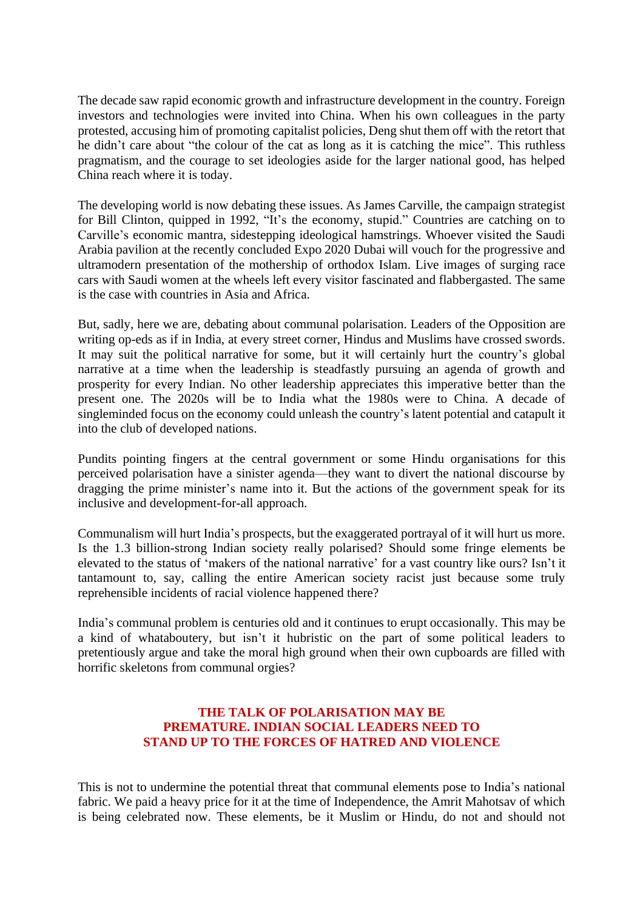The decade saw rapid economic growth and infrastructure development in the country. Foreign investors and technologies were invited into China. When his own colleagues in the party protested, accusing him of promoting capitalist policies, Deng shut them off with the retort that he didn't care about "the colour of the cat as long as it is catching the mice". This ruthless pragmatism, and the courage to set ideologies aside for the larger national good, has helped China reach where it is today.

The developing world is now debating these issues. As James Carville, the campaign strategist for Bill Clinton, quipped in 1992, "It's the economy, stupid." Countries are catching on to Carville's economic mantra, sidestepping ideological hamstrings. Whoever visited the Saudi Arabia pavilion at the recently concluded Expo 2020 Dubai will vouch for the progressive and ultramodern presentation of the mothership of orthodox Islam. Live images of surging race cars with Saudi women at the wheels left every visitor fascinated and flabbergasted. The same is the case with countries in Asia and Africa.

But, sadly, here we are, debating about communal polarisation. Leaders of the Opposition are writing op-eds as if in India, at every street corner, Hindus and Muslims have crossed swords. It may suit the political narrative for some, but it will certainly hurt the country's global narrative at a time when the leadership is steadfastly pursuing an agenda of growth and prosperity for every Indian. No other leadership appreciates this imperative better than the present one. The 2020s will be to India what the 1980s were to China. A decade of singleminded focus on the economy could unleash the country's latent potential and catapult it into the club of developed nations.

Pundits pointing fingers at the central government or some Hindu organisations for this perceived polarisation have a sinister agenda—they want to divert the national discourse by dragging the prime minister's name into it. But the actions of the government speak for its inclusive and development-for-all approach.

Communalism will hurt India's prospects, but the exaggerated portrayal of it will hurt us more. Is the 1.3 billion-strong Indian society really polarised? Should some fringe elements be elevated to the status of 'makers of the national narrative' for a vast country like ours? Isn't it tantamount to, say, calling the entire American society racist just because some truly reprehensible incidents of racial violence happened there?

India's communal problem is centuries old and it continues to erupt occasionally. This may be a kind of whataboutery, but isn't it hubristic on the part of some political leaders to pretentiously argue and take the moral high ground when their own cupboards are filled with horrific skeletons from communal orgies?

**THE TALK OF POLARISATION MAY BE PREMATURE. INDIAN SOCIAL LEADERS NEED TO STAND UP TO THE FORCES OF HATRED AND VIOLENCE**

This is not to undermine the potential threat that communal elements pose to India's national fabric. We paid a heavy price for it at the time of Independence, the Amrit Mahotsav of which is being celebrated now. These elements, be it Muslim or Hindu, do not and should not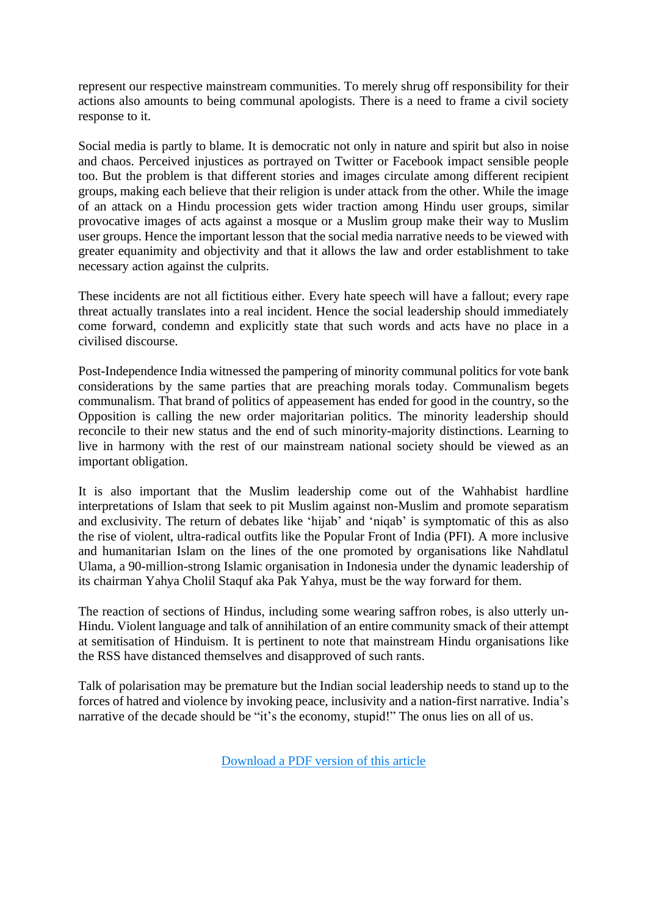represent our respective mainstream communities. To merely shrug off responsibility for their actions also amounts to being communal apologists. There is a need to frame a civil society response to it.

Social media is partly to blame. It is democratic not only in nature and spirit but also in noise and chaos. Perceived injustices as portrayed on Twitter or Facebook impact sensible people too. But the problem is that different stories and images circulate among different recipient groups, making each believe that their religion is under attack from the other. While the image of an attack on a Hindu procession gets wider traction among Hindu user groups, similar provocative images of acts against a mosque or a Muslim group make their way to Muslim user groups. Hence the important lesson that the social media narrative needs to be viewed with greater equanimity and objectivity and that it allows the law and order establishment to take necessary action against the culprits.

These incidents are not all fictitious either. Every hate speech will have a fallout; every rape threat actually translates into a real incident. Hence the social leadership should immediately come forward, condemn and explicitly state that such words and acts have no place in a civilised discourse.

Post-Independence India witnessed the pampering of minority communal politics for vote bank considerations by the same parties that are preaching morals today. Communalism begets communalism. That brand of politics of appeasement has ended for good in the country, so the Opposition is calling the new order majoritarian politics. The minority leadership should reconcile to their new status and the end of such minority-majority distinctions. Learning to live in harmony with the rest of our mainstream national society should be viewed as an important obligation.

It is also important that the Muslim leadership come out of the Wahhabist hardline interpretations of Islam that seek to pit Muslim against non-Muslim and promote separatism and exclusivity. The return of debates like 'hijab' and 'niqab' is symptomatic of this as also the rise of violent, ultra-radical outfits like the Popular Front of India (PFI). A more inclusive and humanitarian Islam on the lines of the one promoted by organisations like Nahdlatul Ulama, a 90-million-strong Islamic organisation in Indonesia under the dynamic leadership of its chairman Yahya Cholil Staquf aka Pak Yahya, must be the way forward for them.

The reaction of sections of Hindus, including some wearing saffron robes, is also utterly un-Hindu. Violent language and talk of annihilation of an entire community smack of their attempt at semitisation of Hinduism. It is pertinent to note that mainstream Hindu organisations like the RSS have distanced themselves and disapproved of such rants.

Talk of polarisation may be premature but the Indian social leadership needs to stand up to the forces of hatred and violence by invoking peace, inclusivity and a nation-first narrative. India's narrative of the decade should be "it's the economy, stupid!" The onus lies on all of us.

Download a PDF version of this article